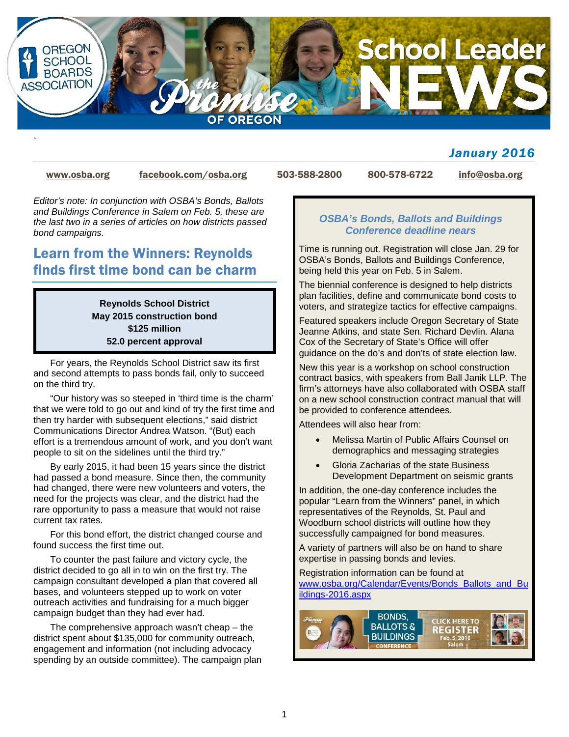# School Leader NEWS

Oregon School Boards Association — the Promise of Oregon

*January 2016*

www.osba.org | facebook.com/osba.org | 503-588-2800 | 800-578-6722 | info@osba.org

*Editor's note: In conjunction with OSBA's Bonds, Ballots and Buildings Conference in Salem on Feb. 5, these are the last two in a series of articles on how districts passed bond campaigns.*

## Learn from the Winners: Reynolds finds first time bond can be charm

**Reynolds School District**
**May 2015 construction bond**
**$125 million**
**52.0 percent approval**

For years, the Reynolds School District saw its first and second attempts to pass bonds fail, only to succeed on the third try.

"Our history was so steeped in 'third time is the charm' that we were told to go out and kind of try the first time and then try harder with subsequent elections," said district Communications Director Andrea Watson. "(But) each effort is a tremendous amount of work, and you don't want people to sit on the sidelines until the third try."

By early 2015, it had been 15 years since the district had passed a bond measure. Since then, the community had changed, there were new volunteers and voters, the need for the projects was clear, and the district had the rare opportunity to pass a measure that would not raise current tax rates.

For this bond effort, the district changed course and found success the first time out.

To counter the past failure and victory cycle, the district decided to go all in to win on the first try. The campaign consultant developed a plan that covered all bases, and volunteers stepped up to work on voter outreach activities and fundraising for a much bigger campaign budget than they had ever had.

The comprehensive approach wasn't cheap – the district spent about $135,000 for community outreach, engagement and information (not including advocacy spending by an outside committee). The campaign plan

### *OSBA's Bonds, Ballots and Buildings Conference deadline nears*

Time is running out. Registration will close Jan. 29 for OSBA's Bonds, Ballots and Buildings Conference, being held this year on Feb. 5 in Salem.

The biennial conference is designed to help districts plan facilities, define and communicate bond costs to voters, and strategize tactics for effective campaigns.

Featured speakers include Oregon Secretary of State Jeanne Atkins, and state Sen. Richard Devlin. Alana Cox of the Secretary of State's Office will offer guidance on the do's and don'ts of state election law.

New this year is a workshop on school construction contract basics, with speakers from Ball Janik LLP. The firm's attorneys have also collaborated with OSBA staff on a new school construction contract manual that will be provided to conference attendees.

Attendees will also hear from:

- Melissa Martin of Public Affairs Counsel on demographics and messaging strategies
- Gloria Zacharias of the state Business Development Department on seismic grants

In addition, the one-day conference includes the popular "Learn from the Winners" panel, in which representatives of the Reynolds, St. Paul and Woodburn school districts will outline how they successfully campaigned for bond measures.

A variety of partners will also be on hand to share expertise in passing bonds and levies.

Registration information can be found at www.osba.org/Calendar/Events/Bonds_Ballots_and_Buildings-2016.aspx

BONDS, BALLOTS & BUILDINGS CONFERENCE — CLICK HERE TO REGISTER — Feb. 5, 2016 Salem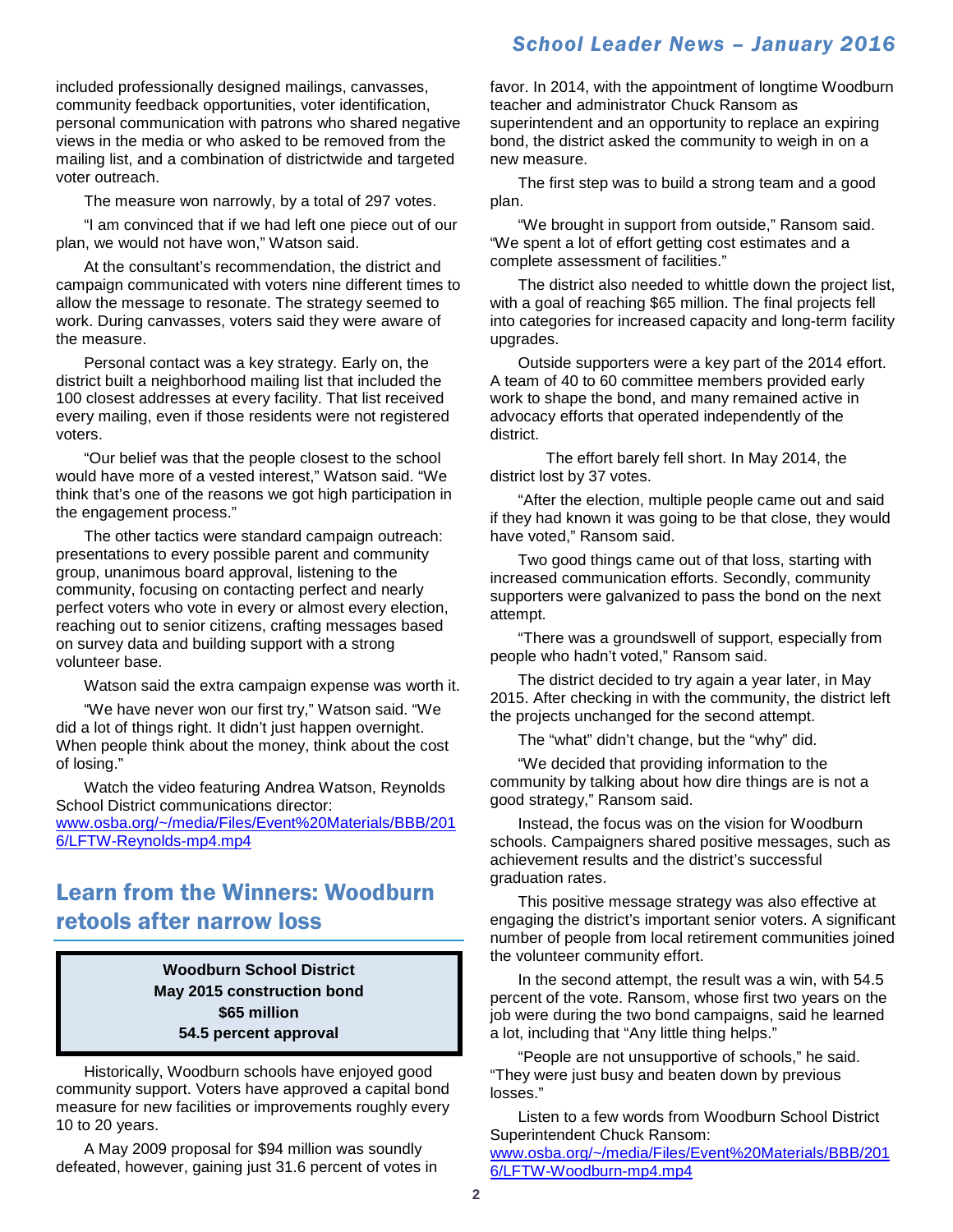included professionally designed mailings, canvasses, community feedback opportunities, voter identification, personal communication with patrons who shared negative views in the media or who asked to be removed from the mailing list, and a combination of districtwide and targeted voter outreach.

The measure won narrowly, by a total of 297 votes.

"I am convinced that if we had left one piece out of our plan, we would not have won," Watson said.

At the consultant's recommendation, the district and campaign communicated with voters nine different times to allow the message to resonate. The strategy seemed to work. During canvasses, voters said they were aware of the measure.

Personal contact was a key strategy. Early on, the district built a neighborhood mailing list that included the 100 closest addresses at every facility. That list received every mailing, even if those residents were not registered voters.

"Our belief was that the people closest to the school would have more of a vested interest," Watson said. "We think that's one of the reasons we got high participation in the engagement process."

The other tactics were standard campaign outreach: presentations to every possible parent and community group, unanimous board approval, listening to the community, focusing on contacting perfect and nearly perfect voters who vote in every or almost every election, reaching out to senior citizens, crafting messages based on survey data and building support with a strong volunteer base.

Watson said the extra campaign expense was worth it.

"We have never won our first try," Watson said. "We did a lot of things right. It didn't just happen overnight. When people think about the money, think about the cost of losing."

Watch the video featuring Andrea Watson, Reynolds School District communications director: [www.osba.org/~/media/Files/Event%20Materials/BBB/2016/LFTW-Reynolds-mp4.mp4](www.osba.org/~/media/Files/Event%20Materials/BBB/2016/LFTW-Reynolds-mp4.mp4)

## Learn from the Winners: Woodburn retools after narrow loss

**Woodburn School District**
**May 2015 construction bond**
**$65 million**
**54.5 percent approval**

Historically, Woodburn schools have enjoyed good community support. Voters have approved a capital bond measure for new facilities or improvements roughly every 10 to 20 years.

A May 2009 proposal for $94 million was soundly defeated, however, gaining just 31.6 percent of votes in favor. In 2014, with the appointment of longtime Woodburn teacher and administrator Chuck Ransom as superintendent and an opportunity to replace an expiring bond, the district asked the community to weigh in on a new measure.

The first step was to build a strong team and a good plan.

"We brought in support from outside," Ransom said. "We spent a lot of effort getting cost estimates and a complete assessment of facilities."

The district also needed to whittle down the project list, with a goal of reaching $65 million. The final projects fell into categories for increased capacity and long-term facility upgrades.

Outside supporters were a key part of the 2014 effort. A team of 40 to 60 committee members provided early work to shape the bond, and many remained active in advocacy efforts that operated independently of the district.

The effort barely fell short. In May 2014, the district lost by 37 votes.

"After the election, multiple people came out and said if they had known it was going to be that close, they would have voted," Ransom said.

Two good things came out of that loss, starting with increased communication efforts. Secondly, community supporters were galvanized to pass the bond on the next attempt.

"There was a groundswell of support, especially from people who hadn't voted," Ransom said.

The district decided to try again a year later, in May 2015. After checking in with the community, the district left the projects unchanged for the second attempt.

The "what" didn't change, but the "why" did.

"We decided that providing information to the community by talking about how dire things are is not a good strategy," Ransom said.

Instead, the focus was on the vision for Woodburn schools. Campaigners shared positive messages, such as achievement results and the district's successful graduation rates.

This positive message strategy was also effective at engaging the district's important senior voters. A significant number of people from local retirement communities joined the volunteer community effort.

In the second attempt, the result was a win, with 54.5 percent of the vote. Ransom, whose first two years on the job were during the two bond campaigns, said he learned a lot, including that "Any little thing helps."

"People are not unsupportive of schools," he said. "They were just busy and beaten down by previous losses."

Listen to a few words from Woodburn School District Superintendent Chuck Ransom: [www.osba.org/~/media/Files/Event%20Materials/BBB/2016/LFTW-Woodburn-mp4.mp4](www.osba.org/~/media/Files/Event%20Materials/BBB/2016/LFTW-Woodburn-mp4.mp4)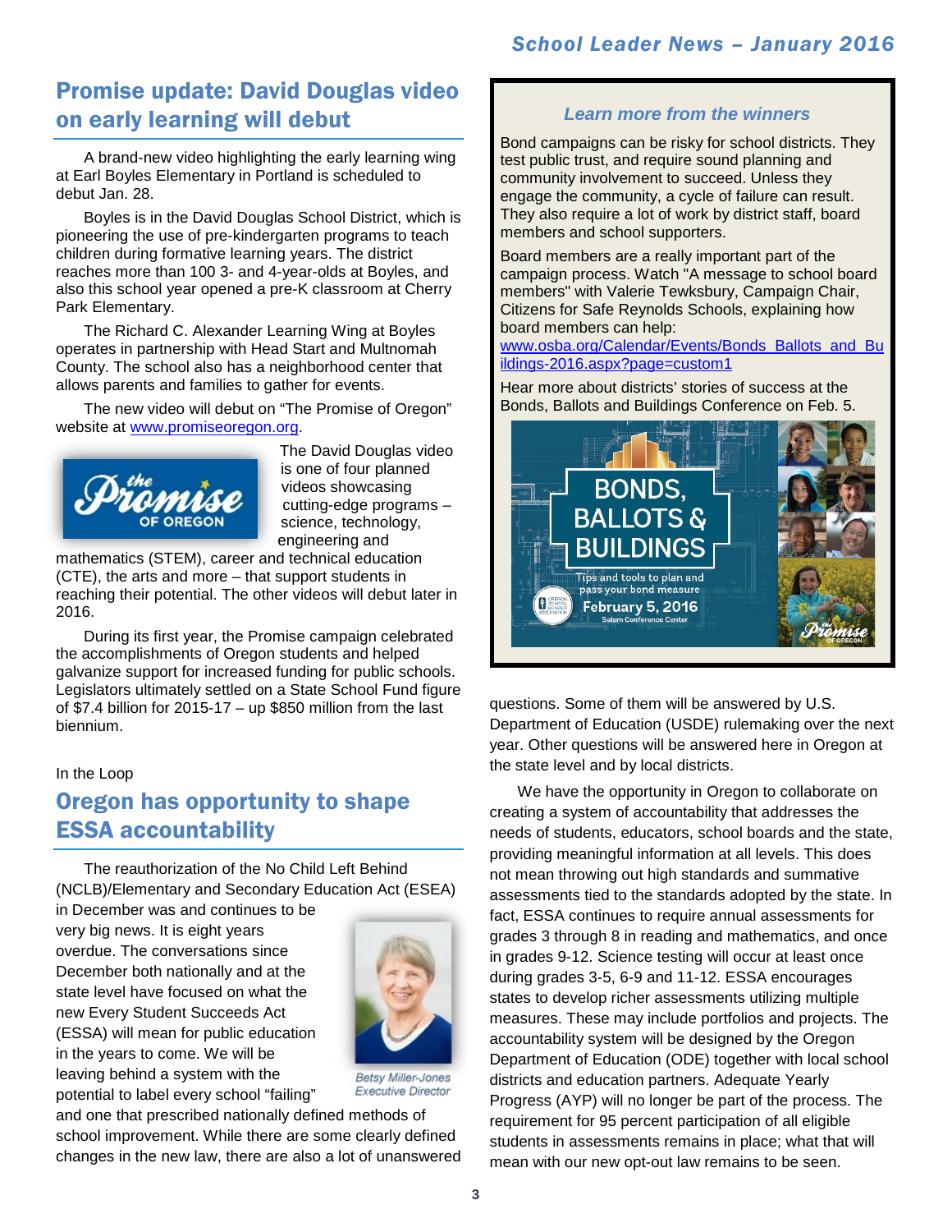## Promise update: David Douglas video on early learning will debut

A brand-new video highlighting the early learning wing at Earl Boyles Elementary in Portland is scheduled to debut Jan. 28.

Boyles is in the David Douglas School District, which is pioneering the use of pre-kindergarten programs to teach children during formative learning years. The district reaches more than 100 3- and 4-year-olds at Boyles, and also this school year opened a pre-K classroom at Cherry Park Elementary.

The Richard C. Alexander Learning Wing at Boyles operates in partnership with Head Start and Multnomah County. The school also has a neighborhood center that allows parents and families to gather for events.

The new video will debut on "The Promise of Oregon" website at www.promiseoregon.org.

The David Douglas video is one of four planned videos showcasing cutting-edge programs – science, technology, engineering and mathematics (STEM), career and technical education (CTE), the arts and more – that support students in reaching their potential. The other videos will debut later in 2016.

During its first year, the Promise campaign celebrated the accomplishments of Oregon students and helped galvanize support for increased funding for public schools. Legislators ultimately settled on a State School Fund figure of $7.4 billion for 2015-17 – up $850 million from the last biennium.

### *Learn more from the winners*

Bond campaigns can be risky for school districts. They test public trust, and require sound planning and community involvement to succeed. Unless they engage the community, a cycle of failure can result. They also require a lot of work by district staff, board members and school supporters.

Board members are a really important part of the campaign process. Watch "A message to school board members" with Valerie Tewksbury, Campaign Chair, Citizens for Safe Reynolds Schools, explaining how board members can help: www.osba.org/Calendar/Events/Bonds_Ballots_and_Buildings-2016.aspx?page=custom1

Hear more about districts' stories of success at the Bonds, Ballots and Buildings Conference on Feb. 5.

BONDS, BALLOTS & BUILDINGS
Tips and tools to plan and pass your bond measure
February 5, 2016
Salem Conference Center

In the Loop

## Oregon has opportunity to shape ESSA accountability

The reauthorization of the No Child Left Behind (NCLB)/Elementary and Secondary Education Act (ESEA) in December was and continues to be very big news. It is eight years overdue. The conversations since December both nationally and at the state level have focused on what the new Every Student Succeeds Act (ESSA) will mean for public education in the years to come. We will be leaving behind a system with the potential to label every school "failing" and one that prescribed nationally defined methods of school improvement. While there are some clearly defined changes in the new law, there are also a lot of unanswered questions. Some of them will be answered by U.S. Department of Education (USDE) rulemaking over the next year. Other questions will be answered here in Oregon at the state level and by local districts.

*Betsy Miller-Jones*
*Executive Director*

We have the opportunity in Oregon to collaborate on creating a system of accountability that addresses the needs of students, educators, school boards and the state, providing meaningful information at all levels. This does not mean throwing out high standards and summative assessments tied to the standards adopted by the state. In fact, ESSA continues to require annual assessments for grades 3 through 8 in reading and mathematics, and once in grades 9-12. Science testing will occur at least once during grades 3-5, 6-9 and 11-12. ESSA encourages states to develop richer assessments utilizing multiple measures. These may include portfolios and projects. The accountability system will be designed by the Oregon Department of Education (ODE) together with local school districts and education partners. Adequate Yearly Progress (AYP) will no longer be part of the process. The requirement for 95 percent participation of all eligible students in assessments remains in place; what that will mean with our new opt-out law remains to be seen.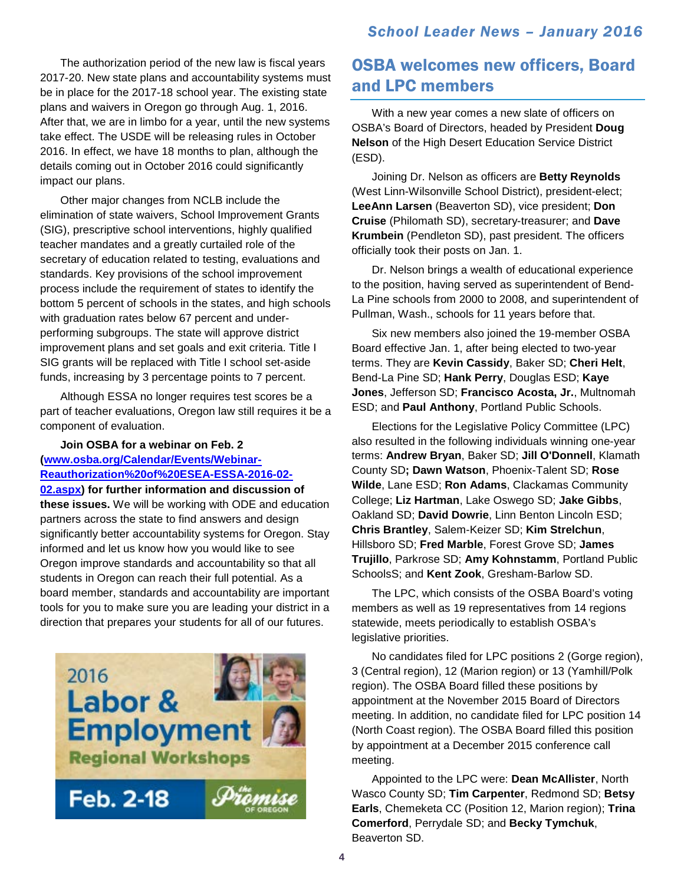The authorization period of the new law is fiscal years 2017-20. New state plans and accountability systems must be in place for the 2017-18 school year. The existing state plans and waivers in Oregon go through Aug. 1, 2016. After that, we are in limbo for a year, until the new systems take effect. The USDE will be releasing rules in October 2016. In effect, we have 18 months to plan, although the details coming out in October 2016 could significantly impact our plans.

Other major changes from NCLB include the elimination of state waivers, School Improvement Grants (SIG), prescriptive school interventions, highly qualified teacher mandates and a greatly curtailed role of the secretary of education related to testing, evaluations and standards. Key provisions of the school improvement process include the requirement of states to identify the bottom 5 percent of schools in the states, and high schools with graduation rates below 67 percent and under-performing subgroups. The state will approve district improvement plans and set goals and exit criteria. Title I SIG grants will be replaced with Title I school set-aside funds, increasing by 3 percentage points to 7 percent.

Although ESSA no longer requires test scores be a part of teacher evaluations, Oregon law still requires it be a component of evaluation.

**Join OSBA for a webinar on Feb. 2 ([www.osba.org/Calendar/Events/Webinar-Reauthorization%20of%20ESEA-ESSA-2016-02-02.aspx](www.osba.org/Calendar/Events/Webinar-Reauthorization%20of%20ESEA-ESSA-2016-02-02.aspx)) for further information and discussion of these issues.** We will be working with ODE and education partners across the state to find answers and design significantly better accountability systems for Oregon. Stay informed and let us know how you would like to see Oregon improve standards and accountability so that all students in Oregon can reach their full potential. As a board member, standards and accountability are important tools for you to make sure you are leading your district in a direction that prepares your students for all of our futures.

2016 Labor & Employment Regional Workshops

Feb. 2-18

The Promise of Oregon

## OSBA welcomes new officers, Board and LPC members

With a new year comes a new slate of officers on OSBA's Board of Directors, headed by President **Doug Nelson** of the High Desert Education Service District (ESD).

Joining Dr. Nelson as officers are **Betty Reynolds** (West Linn-Wilsonville School District), president-elect; **LeeAnn Larsen** (Beaverton SD), vice president; **Don Cruise** (Philomath SD), secretary-treasurer; and **Dave Krumbein** (Pendleton SD), past president. The officers officially took their posts on Jan. 1.

Dr. Nelson brings a wealth of educational experience to the position, having served as superintendent of Bend-La Pine schools from 2000 to 2008, and superintendent of Pullman, Wash., schools for 11 years before that.

Six new members also joined the 19-member OSBA Board effective Jan. 1, after being elected to two-year terms. They are **Kevin Cassidy**, Baker SD; **Cheri Helt**, Bend-La Pine SD; **Hank Perry**, Douglas ESD; **Kaye Jones**, Jefferson SD; **Francisco Acosta, Jr.**, Multnomah ESD; and **Paul Anthony**, Portland Public Schools.

Elections for the Legislative Policy Committee (LPC) also resulted in the following individuals winning one-year terms: **Andrew Bryan**, Baker SD; **Jill O'Donnell**, Klamath County SD**; Dawn Watson**, Phoenix-Talent SD; **Rose Wilde**, Lane ESD; **Ron Adams**, Clackamas Community College; **Liz Hartman**, Lake Oswego SD; **Jake Gibbs**, Oakland SD; **David Dowrie**, Linn Benton Lincoln ESD; **Chris Brantley**, Salem-Keizer SD; **Kim Strelchun**, Hillsboro SD; **Fred Marble**, Forest Grove SD; **James Trujillo**, Parkrose SD; **Amy Kohnstamm**, Portland Public SchoolsS; and **Kent Zook**, Gresham-Barlow SD.

The LPC, which consists of the OSBA Board's voting members as well as 19 representatives from 14 regions statewide, meets periodically to establish OSBA's legislative priorities.

No candidates filed for LPC positions 2 (Gorge region), 3 (Central region), 12 (Marion region) or 13 (Yamhill/Polk region). The OSBA Board filled these positions by appointment at the November 2015 Board of Directors meeting. In addition, no candidate filed for LPC position 14 (North Coast region). The OSBA Board filled this position by appointment at a December 2015 conference call meeting.

Appointed to the LPC were: **Dean McAllister**, North Wasco County SD; **Tim Carpenter**, Redmond SD; **Betsy Earls**, Chemeketa CC (Position 12, Marion region); **Trina Comerford**, Perrydale SD; and **Becky Tymchuk**, Beaverton SD.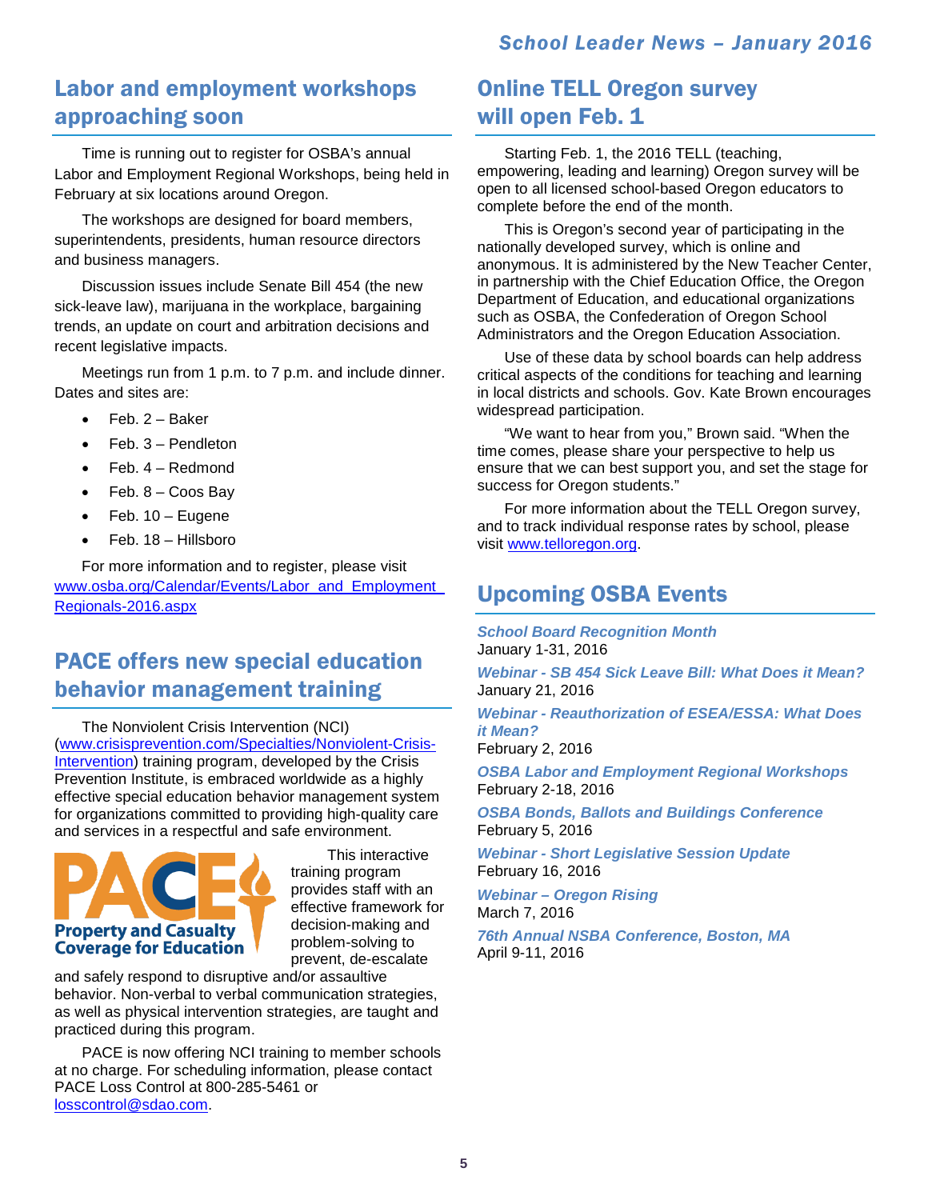## Labor and employment workshops approaching soon

Time is running out to register for OSBA's annual Labor and Employment Regional Workshops, being held in February at six locations around Oregon.

The workshops are designed for board members, superintendents, presidents, human resource directors and business managers.

Discussion issues include Senate Bill 454 (the new sick-leave law), marijuana in the workplace, bargaining trends, an update on court and arbitration decisions and recent legislative impacts.

Meetings run from 1 p.m. to 7 p.m. and include dinner. Dates and sites are:

- Feb. 2 – Baker
- Feb. 3 – Pendleton
- Feb. 4 – Redmond
- Feb. 8 – Coos Bay
- Feb. 10 – Eugene
- Feb. 18 – Hillsboro

For more information and to register, please visit www.osba.org/Calendar/Events/Labor_and_Employment_Regionals-2016.aspx

## PACE offers new special education behavior management training

The Nonviolent Crisis Intervention (NCI) (www.crisisprevention.com/Specialties/Nonviolent-Crisis-Intervention) training program, developed by the Crisis Prevention Institute, is embraced worldwide as a highly effective special education behavior management system for organizations committed to providing high-quality care and services in a respectful and safe environment.

PACE Property and Casualty Coverage for Education

This interactive training program provides staff with an effective framework for decision-making and problem-solving to prevent, de-escalate and safely respond to disruptive and/or assaultive behavior. Non-verbal to verbal communication strategies, as well as physical intervention strategies, are taught and practiced during this program.

PACE is now offering NCI training to member schools at no charge. For scheduling information, please contact PACE Loss Control at 800-285-5461 or losscontrol@sdao.com.

## Online TELL Oregon survey will open Feb. 1

Starting Feb. 1, the 2016 TELL (teaching, empowering, leading and learning) Oregon survey will be open to all licensed school-based Oregon educators to complete before the end of the month.

This is Oregon's second year of participating in the nationally developed survey, which is online and anonymous. It is administered by the New Teacher Center, in partnership with the Chief Education Office, the Oregon Department of Education, and educational organizations such as OSBA, the Confederation of Oregon School Administrators and the Oregon Education Association.

Use of these data by school boards can help address critical aspects of the conditions for teaching and learning in local districts and schools. Gov. Kate Brown encourages widespread participation.

"We want to hear from you," Brown said. "When the time comes, please share your perspective to help us ensure that we can best support you, and set the stage for success for Oregon students."

For more information about the TELL Oregon survey, and to track individual response rates by school, please visit www.telloregon.org.

## Upcoming OSBA Events

***School Board Recognition Month***
January 1-31, 2016

***Webinar - SB 454 Sick Leave Bill: What Does it Mean?***
January 21, 2016

***Webinar - Reauthorization of ESEA/ESSA: What Does it Mean?***
February 2, 2016

***OSBA Labor and Employment Regional Workshops***
February 2-18, 2016

***OSBA Bonds, Ballots and Buildings Conference***
February 5, 2016

***Webinar - Short Legislative Session Update***
February 16, 2016

***Webinar – Oregon Rising***
March 7, 2016

***76th Annual NSBA Conference, Boston, MA***
April 9-11, 2016